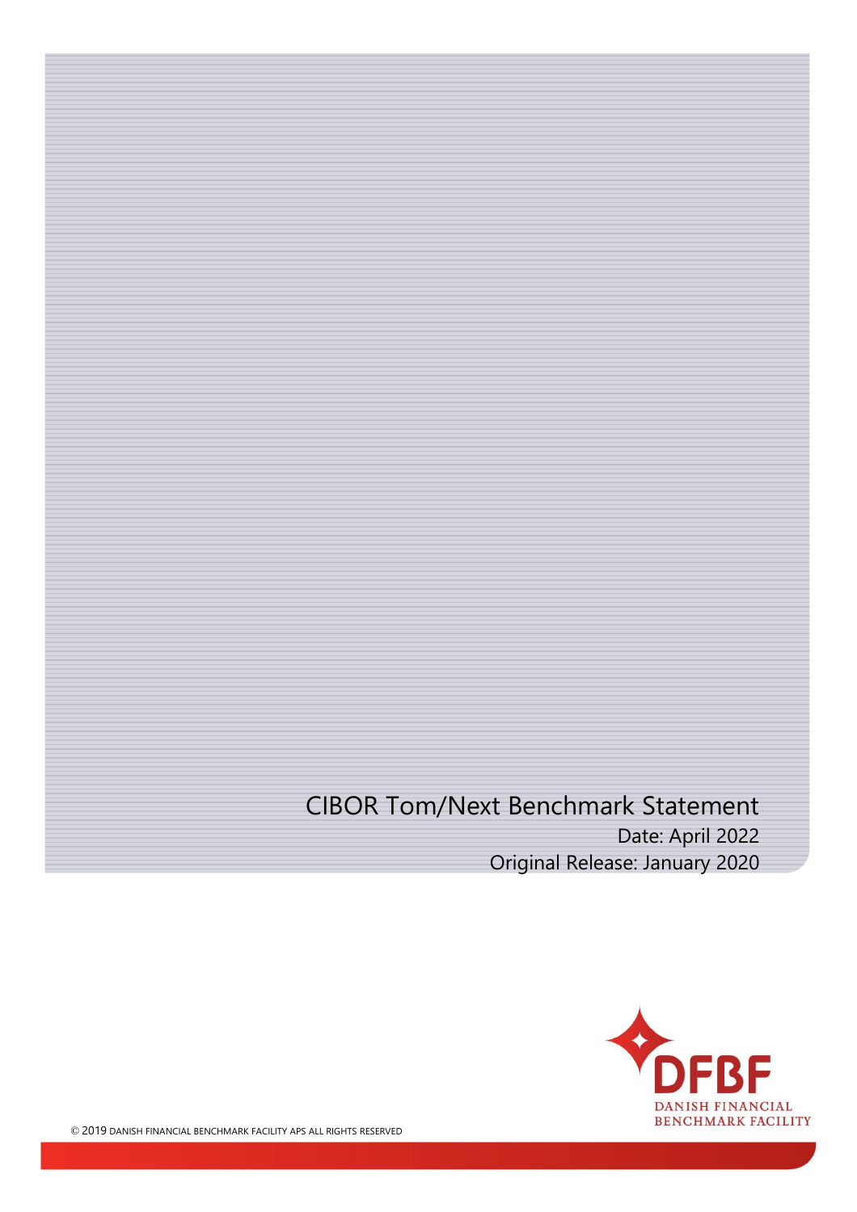# CIBOR Tom/Next Benchmark Statement

Date: April 2022

Original Release: January 2020

DFBF DANISH FINANCIAL BENCHMARK FACILITY

© 2019 DANISH FINANCIAL BENCHMARK FACILITY APS ALL RIGHTS RESERVED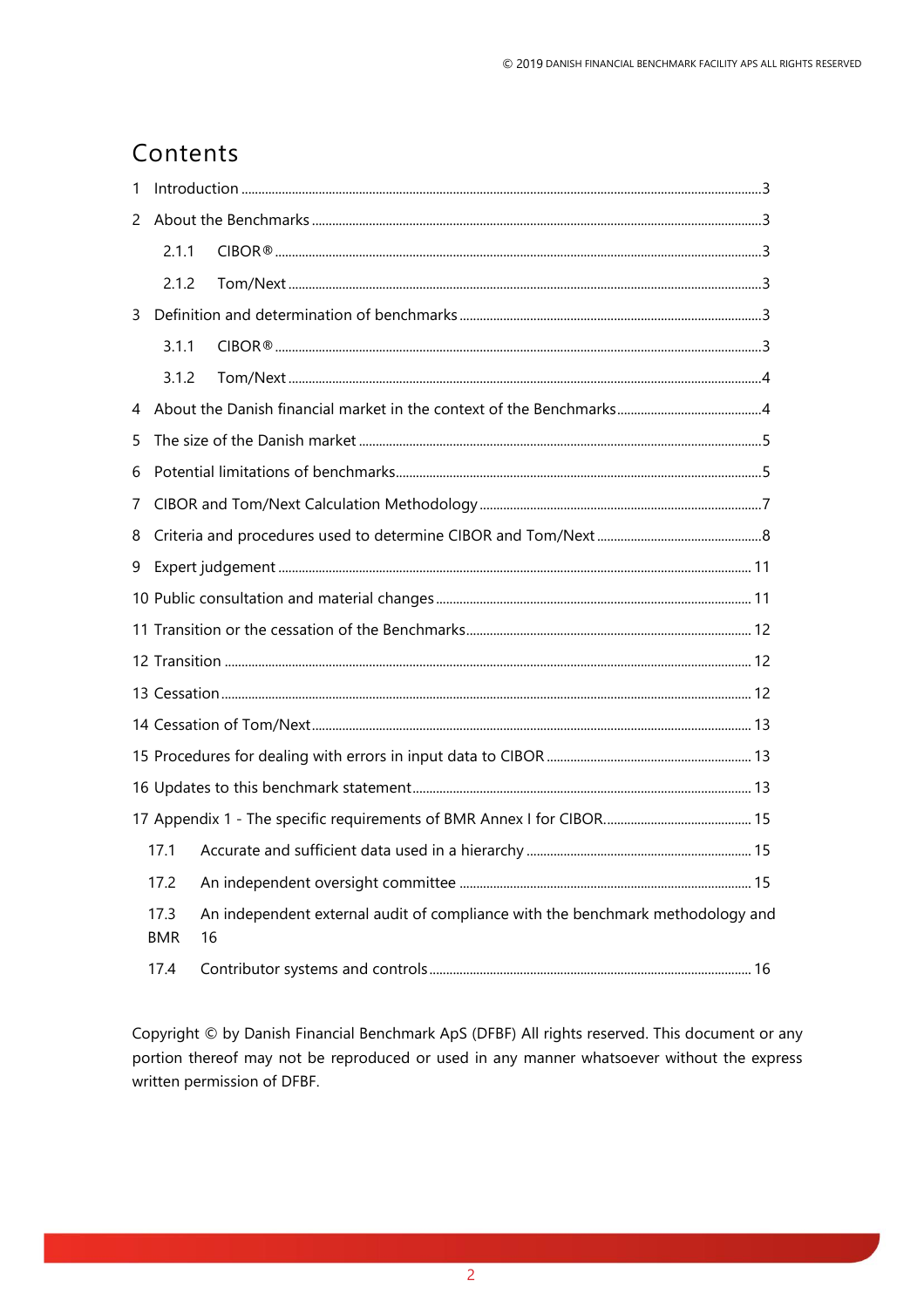# Contents

1 Introduction ....3

2 About the Benchmarks ....3

- 2.1.1 CIBOR® ....3
- 2.1.2 Tom/Next ....3

3 Definition and determination of benchmarks ....3

- 3.1.1 CIBOR® ....3
- 3.1.2 Tom/Next ....4

4 About the Danish financial market in the context of the Benchmarks ....4

5 The size of the Danish market ....5

6 Potential limitations of benchmarks ....5

7 CIBOR and Tom/Next Calculation Methodology ....7

8 Criteria and procedures used to determine CIBOR and Tom/Next ....8

9 Expert judgement ....11

10 Public consultation and material changes ....11

11 Transition or the cessation of the Benchmarks ....12

12 Transition ....12

13 Cessation ....12

14 Cessation of Tom/Next ....13

15 Procedures for dealing with errors in input data to CIBOR ....13

16 Updates to this benchmark statement ....13

17 Appendix 1 - The specific requirements of BMR Annex I for CIBOR ....15

- 17.1 Accurate and sufficient data used in a hierarchy ....15
- 17.2 An independent oversight committee ....15
- 17.3 An independent external audit of compliance with the benchmark methodology and BMR 16
- 17.4 Contributor systems and controls ....16

Copyright © by Danish Financial Benchmark ApS (DFBF) All rights reserved. This document or any portion thereof may not be reproduced or used in any manner whatsoever without the express written permission of DFBF.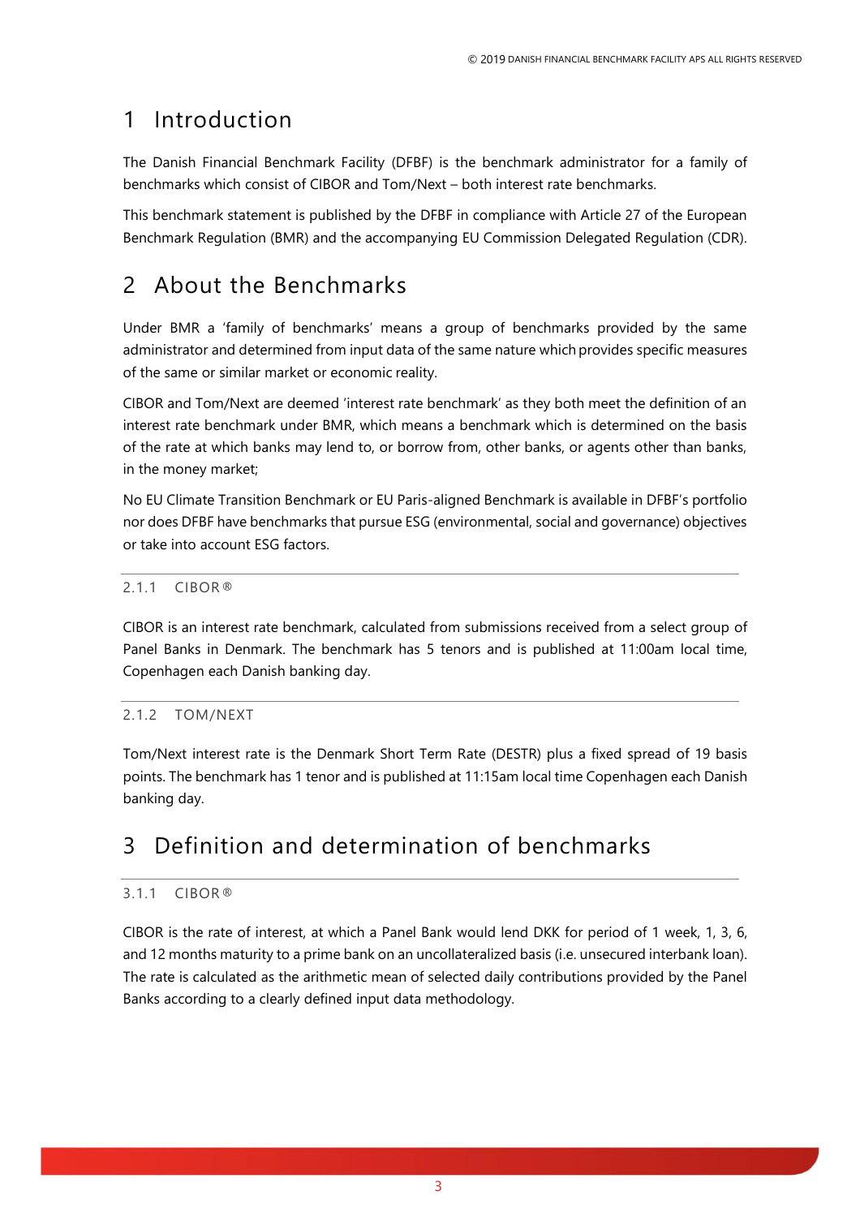# 1 Introduction

The Danish Financial Benchmark Facility (DFBF) is the benchmark administrator for a family of benchmarks which consist of CIBOR and Tom/Next – both interest rate benchmarks.

This benchmark statement is published by the DFBF in compliance with Article 27 of the European Benchmark Regulation (BMR) and the accompanying EU Commission Delegated Regulation (CDR).

# 2 About the Benchmarks

Under BMR a 'family of benchmarks' means a group of benchmarks provided by the same administrator and determined from input data of the same nature which provides specific measures of the same or similar market or economic reality.

CIBOR and Tom/Next are deemed 'interest rate benchmark' as they both meet the definition of an interest rate benchmark under BMR, which means a benchmark which is determined on the basis of the rate at which banks may lend to, or borrow from, other banks, or agents other than banks, in the money market;

No EU Climate Transition Benchmark or EU Paris-aligned Benchmark is available in DFBF's portfolio nor does DFBF have benchmarks that pursue ESG (environmental, social and governance) objectives or take into account ESG factors.

### 2.1.1 CIBOR®

CIBOR is an interest rate benchmark, calculated from submissions received from a select group of Panel Banks in Denmark. The benchmark has 5 tenors and is published at 11:00am local time, Copenhagen each Danish banking day.

### 2.1.2 TOM/NEXT

Tom/Next interest rate is the Denmark Short Term Rate (DESTR) plus a fixed spread of 19 basis points. The benchmark has 1 tenor and is published at 11:15am local time Copenhagen each Danish banking day.

# 3 Definition and determination of benchmarks

### 3.1.1 CIBOR®

CIBOR is the rate of interest, at which a Panel Bank would lend DKK for period of 1 week, 1, 3, 6, and 12 months maturity to a prime bank on an uncollateralized basis (i.e. unsecured interbank loan). The rate is calculated as the arithmetic mean of selected daily contributions provided by the Panel Banks according to a clearly defined input data methodology.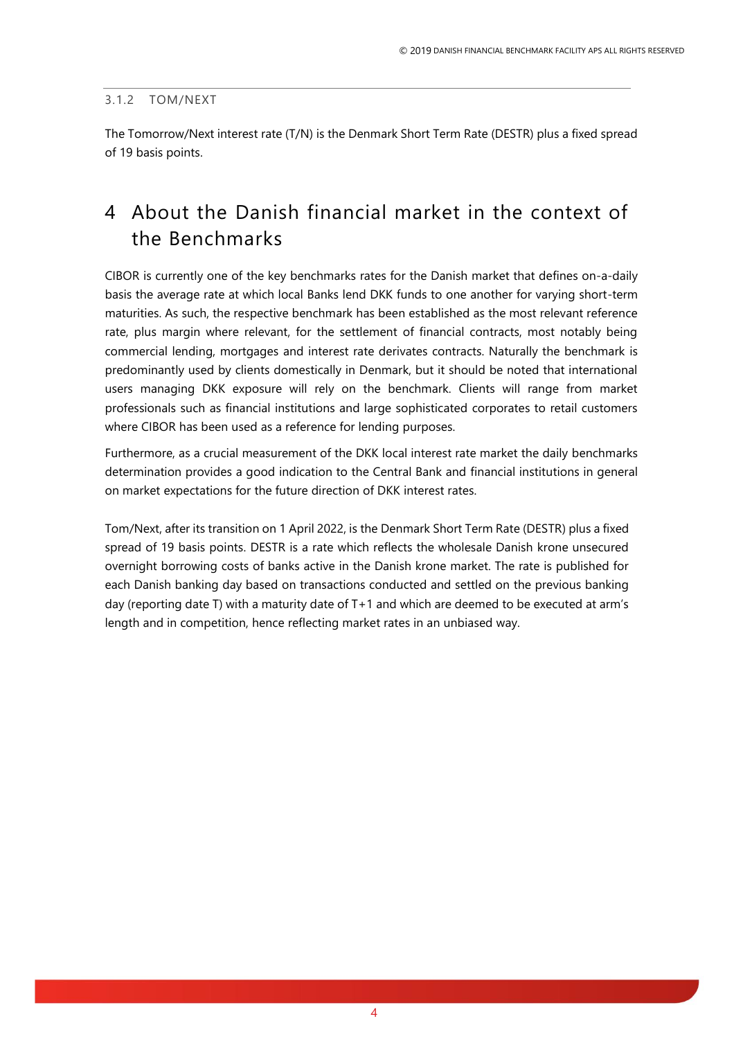### 3.1.2 TOM/NEXT

The Tomorrow/Next interest rate (T/N) is the Denmark Short Term Rate (DESTR) plus a fixed spread of 19 basis points.

# 4 About the Danish financial market in the context of the Benchmarks

CIBOR is currently one of the key benchmarks rates for the Danish market that defines on-a-daily basis the average rate at which local Banks lend DKK funds to one another for varying short-term maturities. As such, the respective benchmark has been established as the most relevant reference rate, plus margin where relevant, for the settlement of financial contracts, most notably being commercial lending, mortgages and interest rate derivates contracts. Naturally the benchmark is predominantly used by clients domestically in Denmark, but it should be noted that international users managing DKK exposure will rely on the benchmark. Clients will range from market professionals such as financial institutions and large sophisticated corporates to retail customers where CIBOR has been used as a reference for lending purposes.

Furthermore, as a crucial measurement of the DKK local interest rate market the daily benchmarks determination provides a good indication to the Central Bank and financial institutions in general on market expectations for the future direction of DKK interest rates.

Tom/Next, after its transition on 1 April 2022, is the Denmark Short Term Rate (DESTR) plus a fixed spread of 19 basis points. DESTR is a rate which reflects the wholesale Danish krone unsecured overnight borrowing costs of banks active in the Danish krone market. The rate is published for each Danish banking day based on transactions conducted and settled on the previous banking day (reporting date T) with a maturity date of T+1 and which are deemed to be executed at arm's length and in competition, hence reflecting market rates in an unbiased way.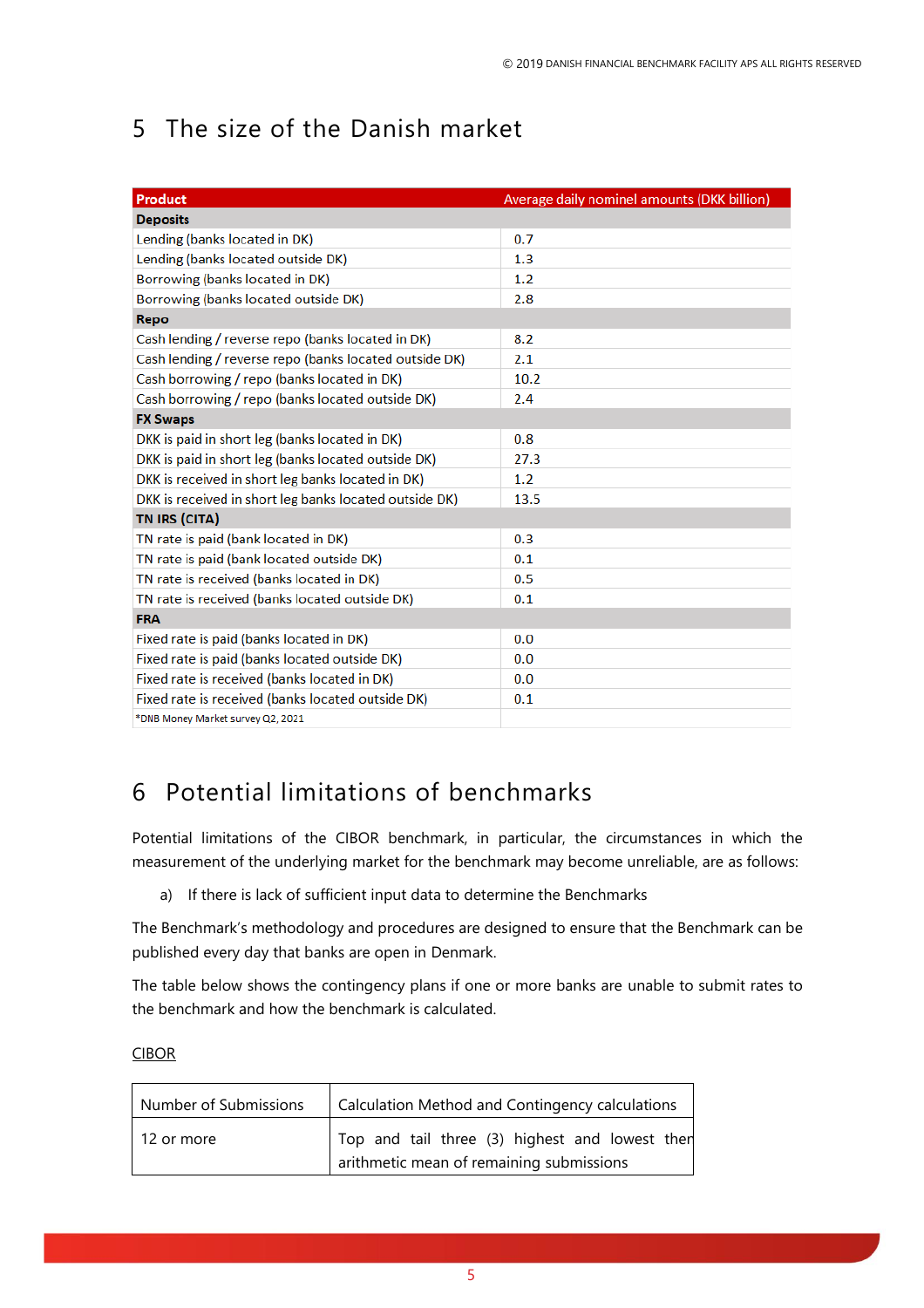# 5 The size of the Danish market

| Product | Average daily nominel amounts (DKK billion) |
|---|---|
| **Deposits** | |
| Lending (banks located in DK) | 0.7 |
| Lending (banks located outside DK) | 1.3 |
| Borrowing (banks located in DK) | 1.2 |
| Borrowing (banks located outside DK) | 2.8 |
| **Repo** | |
| Cash lending / reverse repo (banks located in DK) | 8.2 |
| Cash lending / reverse repo (banks located outside DK) | 2.1 |
| Cash borrowing / repo (banks located in DK) | 10.2 |
| Cash borrowing / repo (banks located outside DK) | 2.4 |
| **FX Swaps** | |
| DKK is paid in short leg (banks located in DK) | 0.8 |
| DKK is paid in short leg (banks located outside DK) | 27.3 |
| DKK is received in short leg banks located in DK) | 1.2 |
| DKK is received in short leg banks located outside DK) | 13.5 |
| **TN IRS (CITA)** | |
| TN rate is paid (bank located in DK) | 0.3 |
| TN rate is paid (bank located outside DK) | 0.1 |
| TN rate is received (banks located in DK) | 0.5 |
| TN rate is received (banks located outside DK) | 0.1 |
| **FRA** | |
| Fixed rate is paid (banks located in DK) | 0.0 |
| Fixed rate is paid (banks located outside DK) | 0.0 |
| Fixed rate is received (banks located in DK) | 0.0 |
| Fixed rate is received (banks located outside DK) | 0.1 |
| *DNB Money Market survey Q2, 2021 | |

# 6 Potential limitations of benchmarks

Potential limitations of the CIBOR benchmark, in particular, the circumstances in which the measurement of the underlying market for the benchmark may become unreliable, are as follows:

a) If there is lack of sufficient input data to determine the Benchmarks

The Benchmark's methodology and procedures are designed to ensure that the Benchmark can be published every day that banks are open in Denmark.

The table below shows the contingency plans if one or more banks are unable to submit rates to the benchmark and how the benchmark is calculated.

CIBOR

| Number of Submissions | Calculation Method and Contingency calculations |
|---|---|
| 12 or more | Top and tail three (3) highest and lowest then arithmetic mean of remaining submissions |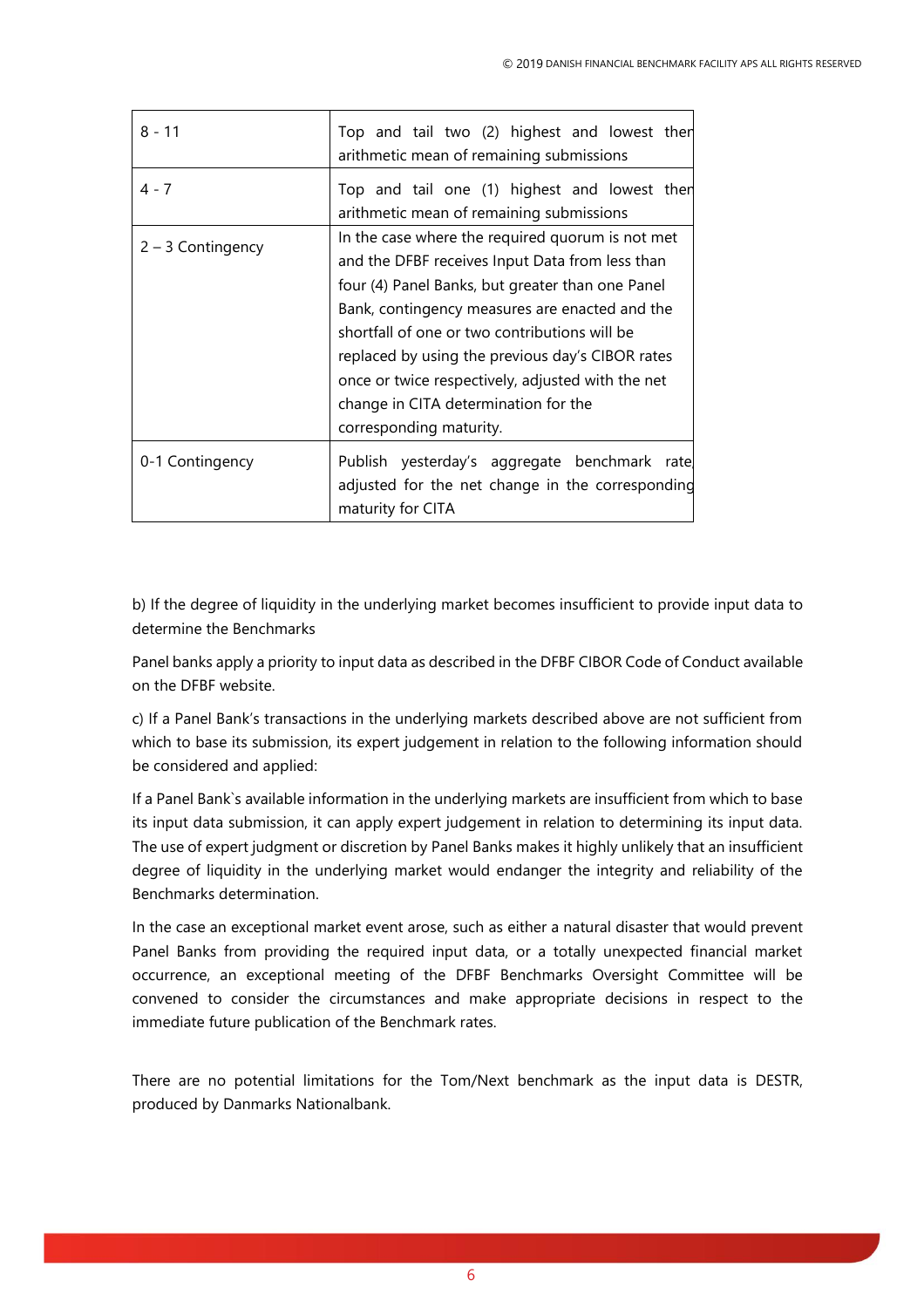| | |
|---|---|
| 8 - 11 | Top and tail two (2) highest and lowest then arithmetic mean of remaining submissions |
| 4 - 7 | Top and tail one (1) highest and lowest then arithmetic mean of remaining submissions |
| 2 – 3 Contingency | In the case where the required quorum is not met and the DFBF receives Input Data from less than four (4) Panel Banks, but greater than one Panel Bank, contingency measures are enacted and the shortfall of one or two contributions will be replaced by using the previous day's CIBOR rates once or twice respectively, adjusted with the net change in CITA determination for the corresponding maturity. |
| 0-1 Contingency | Publish yesterday's aggregate benchmark rate, adjusted for the net change in the corresponding maturity for CITA |

b) If the degree of liquidity in the underlying market becomes insufficient to provide input data to determine the Benchmarks

Panel banks apply a priority to input data as described in the DFBF CIBOR Code of Conduct available on the DFBF website.

c) If a Panel Bank's transactions in the underlying markets described above are not sufficient from which to base its submission, its expert judgement in relation to the following information should be considered and applied:

If a Panel Bank`s available information in the underlying markets are insufficient from which to base its input data submission, it can apply expert judgement in relation to determining its input data. The use of expert judgment or discretion by Panel Banks makes it highly unlikely that an insufficient degree of liquidity in the underlying market would endanger the integrity and reliability of the Benchmarks determination.

In the case an exceptional market event arose, such as either a natural disaster that would prevent Panel Banks from providing the required input data, or a totally unexpected financial market occurrence, an exceptional meeting of the DFBF Benchmarks Oversight Committee will be convened to consider the circumstances and make appropriate decisions in respect to the immediate future publication of the Benchmark rates.

There are no potential limitations for the Tom/Next benchmark as the input data is DESTR, produced by Danmarks Nationalbank.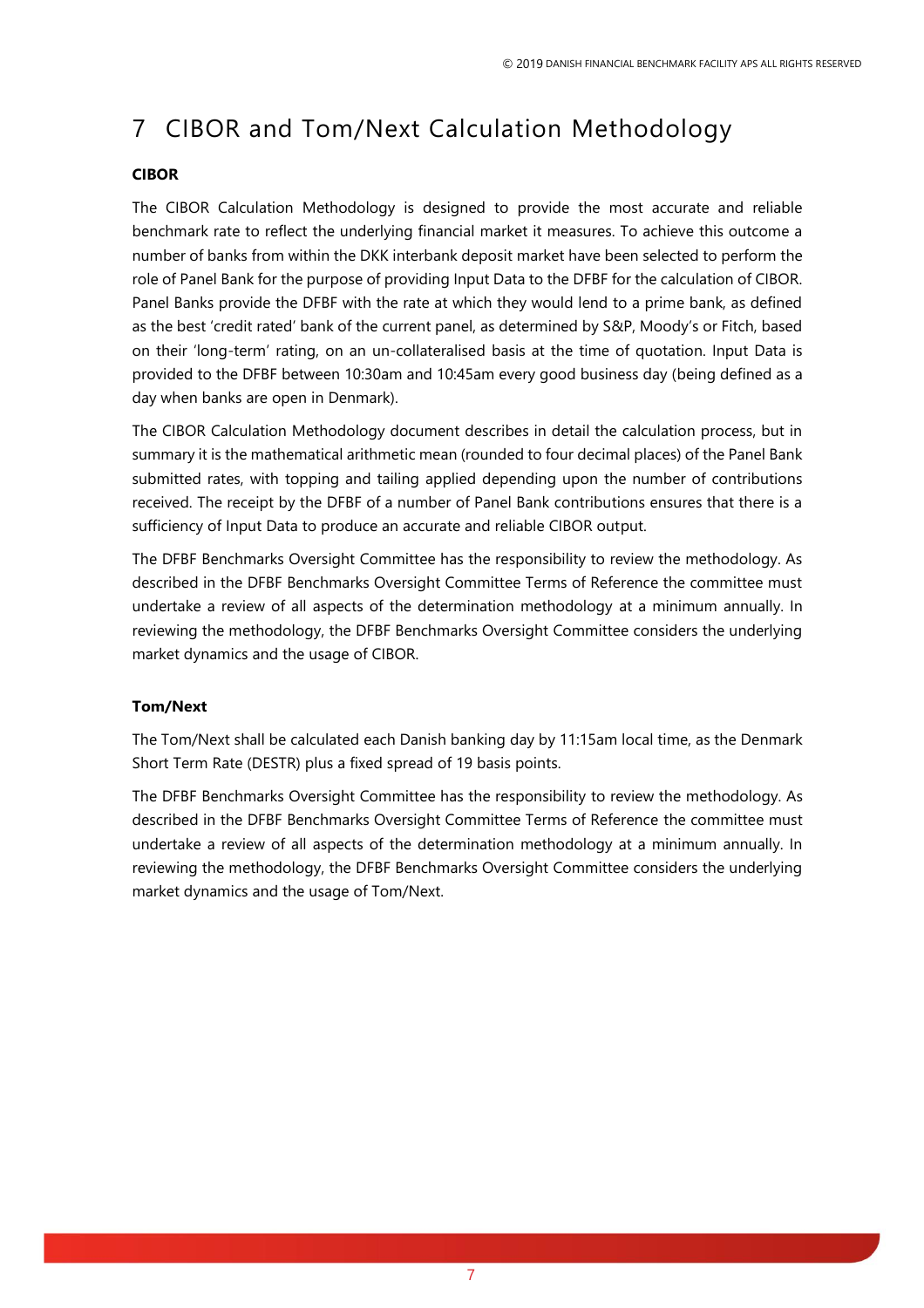# 7 CIBOR and Tom/Next Calculation Methodology

**CIBOR**

The CIBOR Calculation Methodology is designed to provide the most accurate and reliable benchmark rate to reflect the underlying financial market it measures. To achieve this outcome a number of banks from within the DKK interbank deposit market have been selected to perform the role of Panel Bank for the purpose of providing Input Data to the DFBF for the calculation of CIBOR. Panel Banks provide the DFBF with the rate at which they would lend to a prime bank, as defined as the best 'credit rated' bank of the current panel, as determined by S&P, Moody's or Fitch, based on their 'long-term' rating, on an un-collateralised basis at the time of quotation. Input Data is provided to the DFBF between 10:30am and 10:45am every good business day (being defined as a day when banks are open in Denmark).

The CIBOR Calculation Methodology document describes in detail the calculation process, but in summary it is the mathematical arithmetic mean (rounded to four decimal places) of the Panel Bank submitted rates, with topping and tailing applied depending upon the number of contributions received. The receipt by the DFBF of a number of Panel Bank contributions ensures that there is a sufficiency of Input Data to produce an accurate and reliable CIBOR output.

The DFBF Benchmarks Oversight Committee has the responsibility to review the methodology. As described in the DFBF Benchmarks Oversight Committee Terms of Reference the committee must undertake a review of all aspects of the determination methodology at a minimum annually. In reviewing the methodology, the DFBF Benchmarks Oversight Committee considers the underlying market dynamics and the usage of CIBOR.

**Tom/Next**

The Tom/Next shall be calculated each Danish banking day by 11:15am local time, as the Denmark Short Term Rate (DESTR) plus a fixed spread of 19 basis points.

The DFBF Benchmarks Oversight Committee has the responsibility to review the methodology. As described in the DFBF Benchmarks Oversight Committee Terms of Reference the committee must undertake a review of all aspects of the determination methodology at a minimum annually. In reviewing the methodology, the DFBF Benchmarks Oversight Committee considers the underlying market dynamics and the usage of Tom/Next.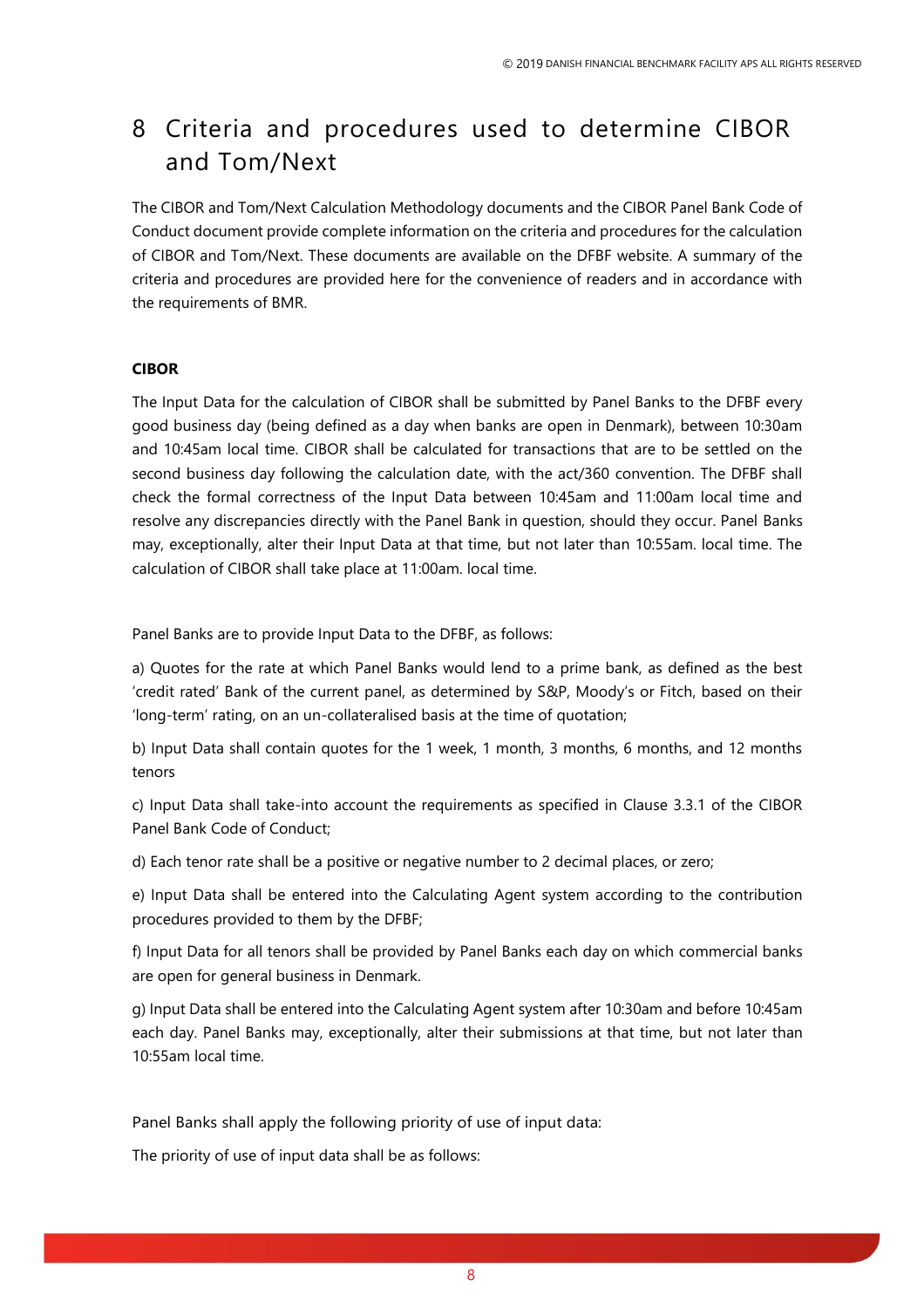# 8 Criteria and procedures used to determine CIBOR and Tom/Next

The CIBOR and Tom/Next Calculation Methodology documents and the CIBOR Panel Bank Code of Conduct document provide complete information on the criteria and procedures for the calculation of CIBOR and Tom/Next. These documents are available on the DFBF website. A summary of the criteria and procedures are provided here for the convenience of readers and in accordance with the requirements of BMR.

**CIBOR**

The Input Data for the calculation of CIBOR shall be submitted by Panel Banks to the DFBF every good business day (being defined as a day when banks are open in Denmark), between 10:30am and 10:45am local time. CIBOR shall be calculated for transactions that are to be settled on the second business day following the calculation date, with the act/360 convention. The DFBF shall check the formal correctness of the Input Data between 10:45am and 11:00am local time and resolve any discrepancies directly with the Panel Bank in question, should they occur. Panel Banks may, exceptionally, alter their Input Data at that time, but not later than 10:55am. local time. The calculation of CIBOR shall take place at 11:00am. local time.

Panel Banks are to provide Input Data to the DFBF, as follows:

a) Quotes for the rate at which Panel Banks would lend to a prime bank, as defined as the best 'credit rated' Bank of the current panel, as determined by S&P, Moody's or Fitch, based on their 'long-term' rating, on an un-collateralised basis at the time of quotation;

b) Input Data shall contain quotes for the 1 week, 1 month, 3 months, 6 months, and 12 months tenors

c) Input Data shall take-into account the requirements as specified in Clause 3.3.1 of the CIBOR Panel Bank Code of Conduct;

d) Each tenor rate shall be a positive or negative number to 2 decimal places, or zero;

e) Input Data shall be entered into the Calculating Agent system according to the contribution procedures provided to them by the DFBF;

f) Input Data for all tenors shall be provided by Panel Banks each day on which commercial banks are open for general business in Denmark.

g) Input Data shall be entered into the Calculating Agent system after 10:30am and before 10:45am each day. Panel Banks may, exceptionally, alter their submissions at that time, but not later than 10:55am local time.

Panel Banks shall apply the following priority of use of input data:

The priority of use of input data shall be as follows: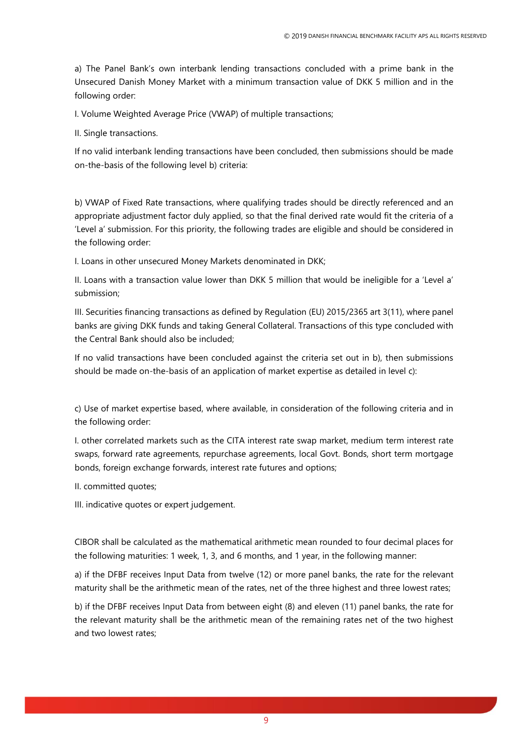a) The Panel Bank's own interbank lending transactions concluded with a prime bank in the Unsecured Danish Money Market with a minimum transaction value of DKK 5 million and in the following order:

I. Volume Weighted Average Price (VWAP) of multiple transactions;

II. Single transactions.

If no valid interbank lending transactions have been concluded, then submissions should be made on-the-basis of the following level b) criteria:

b) VWAP of Fixed Rate transactions, where qualifying trades should be directly referenced and an appropriate adjustment factor duly applied, so that the final derived rate would fit the criteria of a 'Level a' submission. For this priority, the following trades are eligible and should be considered in the following order:

I. Loans in other unsecured Money Markets denominated in DKK;

II. Loans with a transaction value lower than DKK 5 million that would be ineligible for a 'Level a' submission;

III. Securities financing transactions as defined by Regulation (EU) 2015/2365 art 3(11), where panel banks are giving DKK funds and taking General Collateral. Transactions of this type concluded with the Central Bank should also be included;

If no valid transactions have been concluded against the criteria set out in b), then submissions should be made on-the-basis of an application of market expertise as detailed in level c):

c) Use of market expertise based, where available, in consideration of the following criteria and in the following order:

I. other correlated markets such as the CITA interest rate swap market, medium term interest rate swaps, forward rate agreements, repurchase agreements, local Govt. Bonds, short term mortgage bonds, foreign exchange forwards, interest rate futures and options;

II. committed quotes;

III. indicative quotes or expert judgement.

CIBOR shall be calculated as the mathematical arithmetic mean rounded to four decimal places for the following maturities: 1 week, 1, 3, and 6 months, and 1 year, in the following manner:

a) if the DFBF receives Input Data from twelve (12) or more panel banks, the rate for the relevant maturity shall be the arithmetic mean of the rates, net of the three highest and three lowest rates;

b) if the DFBF receives Input Data from between eight (8) and eleven (11) panel banks, the rate for the relevant maturity shall be the arithmetic mean of the remaining rates net of the two highest and two lowest rates;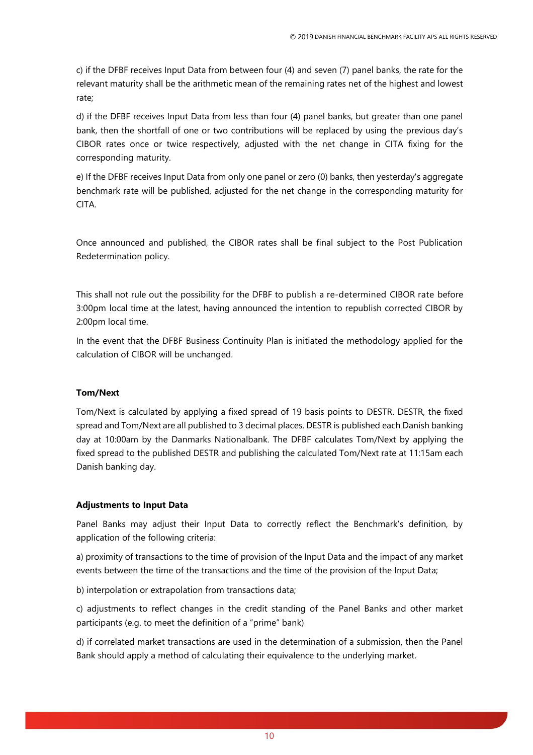c) if the DFBF receives Input Data from between four (4) and seven (7) panel banks, the rate for the relevant maturity shall be the arithmetic mean of the remaining rates net of the highest and lowest rate;

d) if the DFBF receives Input Data from less than four (4) panel banks, but greater than one panel bank, then the shortfall of one or two contributions will be replaced by using the previous day's CIBOR rates once or twice respectively, adjusted with the net change in CITA fixing for the corresponding maturity.

e) If the DFBF receives Input Data from only one panel or zero (0) banks, then yesterday's aggregate benchmark rate will be published, adjusted for the net change in the corresponding maturity for CITA.

Once announced and published, the CIBOR rates shall be final subject to the Post Publication Redetermination policy.

This shall not rule out the possibility for the DFBF to publish a re-determined CIBOR rate before 3:00pm local time at the latest, having announced the intention to republish corrected CIBOR by 2:00pm local time.

In the event that the DFBF Business Continuity Plan is initiated the methodology applied for the calculation of CIBOR will be unchanged.

**Tom/Next**

Tom/Next is calculated by applying a fixed spread of 19 basis points to DESTR. DESTR, the fixed spread and Tom/Next are all published to 3 decimal places. DESTR is published each Danish banking day at 10:00am by the Danmarks Nationalbank. The DFBF calculates Tom/Next by applying the fixed spread to the published DESTR and publishing the calculated Tom/Next rate at 11:15am each Danish banking day.

**Adjustments to Input Data**

Panel Banks may adjust their Input Data to correctly reflect the Benchmark's definition, by application of the following criteria:

a) proximity of transactions to the time of provision of the Input Data and the impact of any market events between the time of the transactions and the time of the provision of the Input Data;

b) interpolation or extrapolation from transactions data;

c) adjustments to reflect changes in the credit standing of the Panel Banks and other market participants (e.g. to meet the definition of a "prime" bank)

d) if correlated market transactions are used in the determination of a submission, then the Panel Bank should apply a method of calculating their equivalence to the underlying market.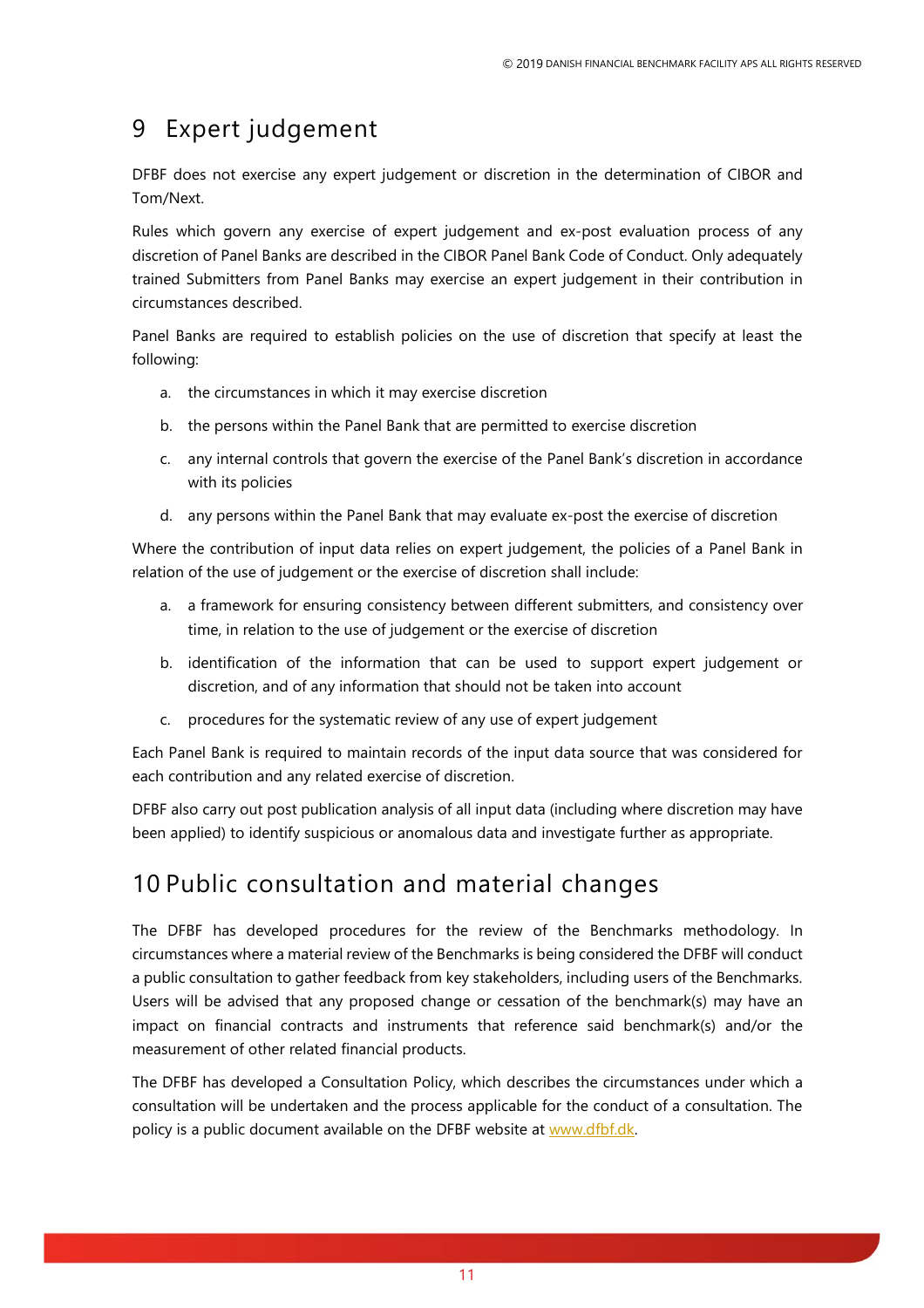# 9 Expert judgement

DFBF does not exercise any expert judgement or discretion in the determination of CIBOR and Tom/Next.

Rules which govern any exercise of expert judgement and ex-post evaluation process of any discretion of Panel Banks are described in the CIBOR Panel Bank Code of Conduct. Only adequately trained Submitters from Panel Banks may exercise an expert judgement in their contribution in circumstances described.

Panel Banks are required to establish policies on the use of discretion that specify at least the following:

a. the circumstances in which it may exercise discretion

b. the persons within the Panel Bank that are permitted to exercise discretion

c. any internal controls that govern the exercise of the Panel Bank's discretion in accordance with its policies

d. any persons within the Panel Bank that may evaluate ex-post the exercise of discretion

Where the contribution of input data relies on expert judgement, the policies of a Panel Bank in relation of the use of judgement or the exercise of discretion shall include:

a. a framework for ensuring consistency between different submitters, and consistency over time, in relation to the use of judgement or the exercise of discretion

b. identification of the information that can be used to support expert judgement or discretion, and of any information that should not be taken into account

c. procedures for the systematic review of any use of expert judgement

Each Panel Bank is required to maintain records of the input data source that was considered for each contribution and any related exercise of discretion.

DFBF also carry out post publication analysis of all input data (including where discretion may have been applied) to identify suspicious or anomalous data and investigate further as appropriate.

# 10 Public consultation and material changes

The DFBF has developed procedures for the review of the Benchmarks methodology. In circumstances where a material review of the Benchmarks is being considered the DFBF will conduct a public consultation to gather feedback from key stakeholders, including users of the Benchmarks. Users will be advised that any proposed change or cessation of the benchmark(s) may have an impact on financial contracts and instruments that reference said benchmark(s) and/or the measurement of other related financial products.

The DFBF has developed a Consultation Policy, which describes the circumstances under which a consultation will be undertaken and the process applicable for the conduct of a consultation. The policy is a public document available on the DFBF website at www.dfbf.dk.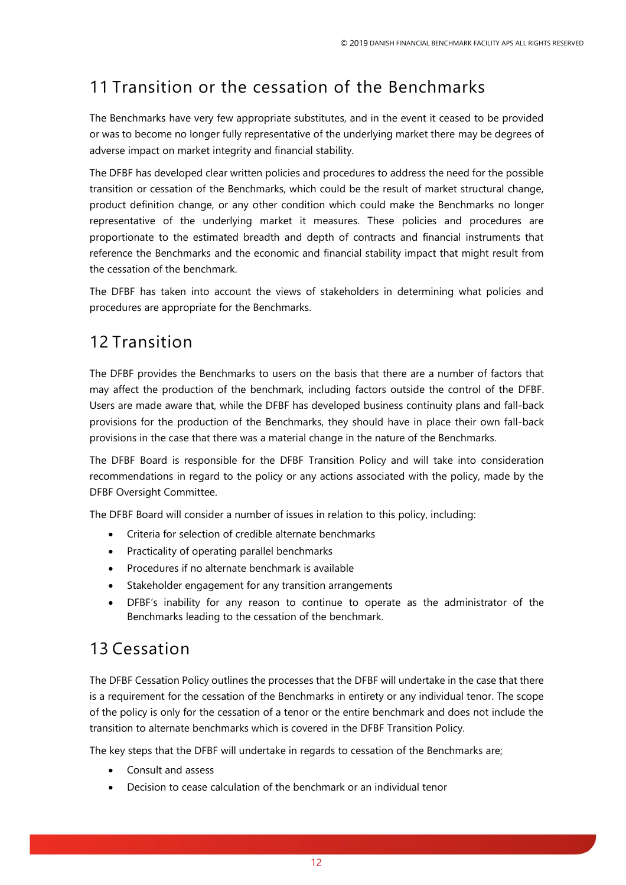## 11 Transition or the cessation of the Benchmarks

The Benchmarks have very few appropriate substitutes, and in the event it ceased to be provided or was to become no longer fully representative of the underlying market there may be degrees of adverse impact on market integrity and financial stability.

The DFBF has developed clear written policies and procedures to address the need for the possible transition or cessation of the Benchmarks, which could be the result of market structural change, product definition change, or any other condition which could make the Benchmarks no longer representative of the underlying market it measures. These policies and procedures are proportionate to the estimated breadth and depth of contracts and financial instruments that reference the Benchmarks and the economic and financial stability impact that might result from the cessation of the benchmark.

The DFBF has taken into account the views of stakeholders in determining what policies and procedures are appropriate for the Benchmarks.

## 12 Transition

The DFBF provides the Benchmarks to users on the basis that there are a number of factors that may affect the production of the benchmark, including factors outside the control of the DFBF. Users are made aware that, while the DFBF has developed business continuity plans and fall-back provisions for the production of the Benchmarks, they should have in place their own fall-back provisions in the case that there was a material change in the nature of the Benchmarks.

The DFBF Board is responsible for the DFBF Transition Policy and will take into consideration recommendations in regard to the policy or any actions associated with the policy, made by the DFBF Oversight Committee.

The DFBF Board will consider a number of issues in relation to this policy, including:

- Criteria for selection of credible alternate benchmarks
- Practicality of operating parallel benchmarks
- Procedures if no alternate benchmark is available
- Stakeholder engagement for any transition arrangements
- DFBF's inability for any reason to continue to operate as the administrator of the Benchmarks leading to the cessation of the benchmark.

## 13 Cessation

The DFBF Cessation Policy outlines the processes that the DFBF will undertake in the case that there is a requirement for the cessation of the Benchmarks in entirety or any individual tenor. The scope of the policy is only for the cessation of a tenor or the entire benchmark and does not include the transition to alternate benchmarks which is covered in the DFBF Transition Policy.

The key steps that the DFBF will undertake in regards to cessation of the Benchmarks are;

- Consult and assess
- Decision to cease calculation of the benchmark or an individual tenor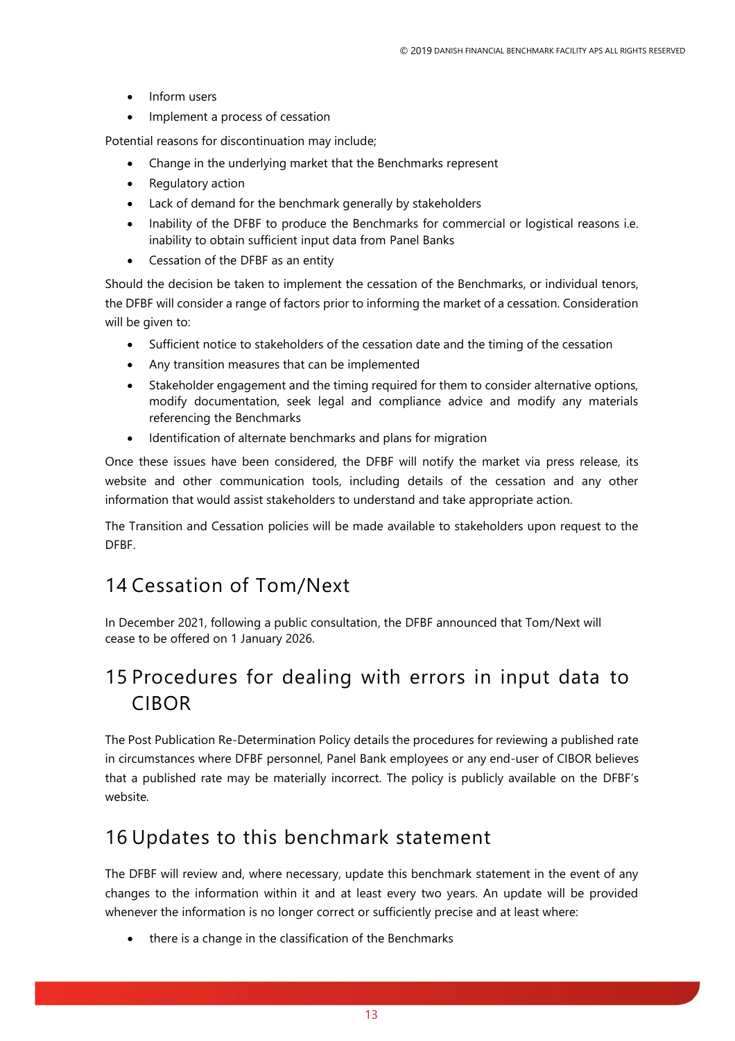- Inform users
- Implement a process of cessation

Potential reasons for discontinuation may include;

- Change in the underlying market that the Benchmarks represent
- Regulatory action
- Lack of demand for the benchmark generally by stakeholders
- Inability of the DFBF to produce the Benchmarks for commercial or logistical reasons i.e. inability to obtain sufficient input data from Panel Banks
- Cessation of the DFBF as an entity

Should the decision be taken to implement the cessation of the Benchmarks, or individual tenors, the DFBF will consider a range of factors prior to informing the market of a cessation. Consideration will be given to:

- Sufficient notice to stakeholders of the cessation date and the timing of the cessation
- Any transition measures that can be implemented
- Stakeholder engagement and the timing required for them to consider alternative options, modify documentation, seek legal and compliance advice and modify any materials referencing the Benchmarks
- Identification of alternate benchmarks and plans for migration

Once these issues have been considered, the DFBF will notify the market via press release, its website and other communication tools, including details of the cessation and any other information that would assist stakeholders to understand and take appropriate action.

The Transition and Cessation policies will be made available to stakeholders upon request to the DFBF.

# 14 Cessation of Tom/Next

In December 2021, following a public consultation, the DFBF announced that Tom/Next will cease to be offered on 1 January 2026.

# 15 Procedures for dealing with errors in input data to CIBOR

The Post Publication Re-Determination Policy details the procedures for reviewing a published rate in circumstances where DFBF personnel, Panel Bank employees or any end-user of CIBOR believes that a published rate may be materially incorrect. The policy is publicly available on the DFBF's website.

# 16 Updates to this benchmark statement

The DFBF will review and, where necessary, update this benchmark statement in the event of any changes to the information within it and at least every two years. An update will be provided whenever the information is no longer correct or sufficiently precise and at least where:

- there is a change in the classification of the Benchmarks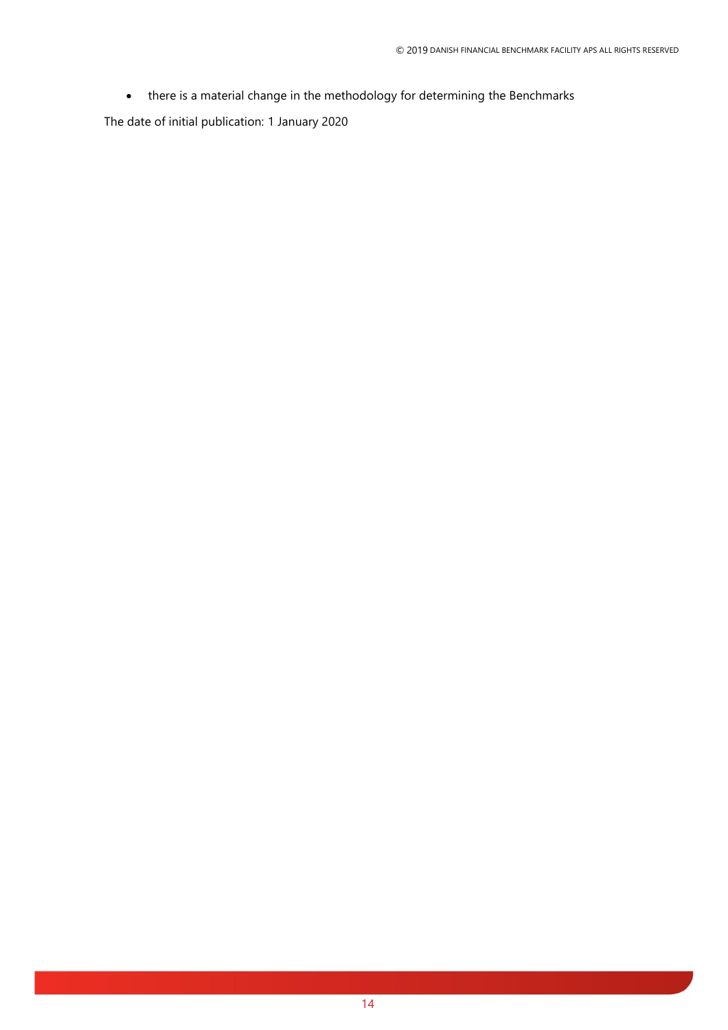- there is a material change in the methodology for determining the Benchmarks

The date of initial publication: 1 January 2020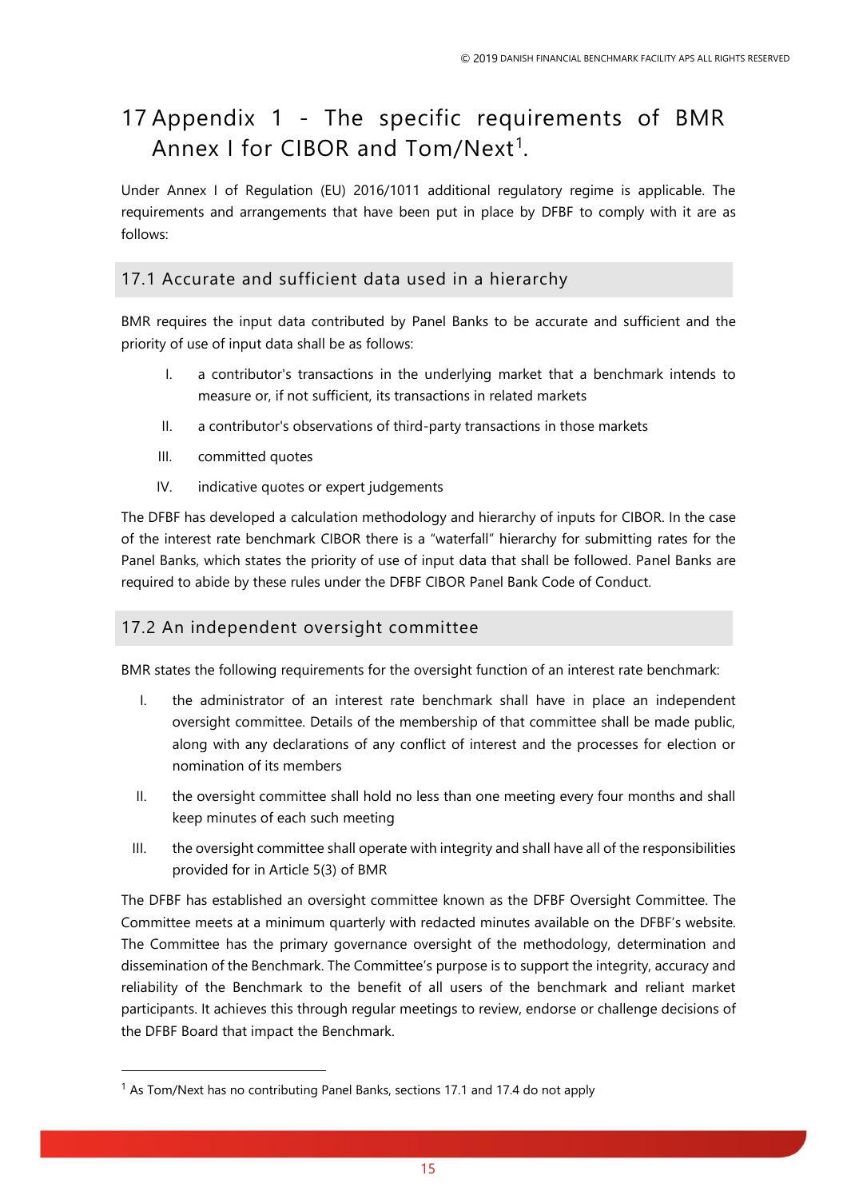# 17 Appendix 1 - The specific requirements of BMR Annex I for CIBOR and Tom/Next[1].

Under Annex I of Regulation (EU) 2016/1011 additional regulatory regime is applicable. The requirements and arrangements that have been put in place by DFBF to comply with it are as follows:

## 17.1 Accurate and sufficient data used in a hierarchy

BMR requires the input data contributed by Panel Banks to be accurate and sufficient and the priority of use of input data shall be as follows:

- I. a contributor's transactions in the underlying market that a benchmark intends to measure or, if not sufficient, its transactions in related markets
- II. a contributor's observations of third-party transactions in those markets
- III. committed quotes
- IV. indicative quotes or expert judgements

The DFBF has developed a calculation methodology and hierarchy of inputs for CIBOR. In the case of the interest rate benchmark CIBOR there is a "waterfall" hierarchy for submitting rates for the Panel Banks, which states the priority of use of input data that shall be followed. Panel Banks are required to abide by these rules under the DFBF CIBOR Panel Bank Code of Conduct.

## 17.2 An independent oversight committee

BMR states the following requirements for the oversight function of an interest rate benchmark:

- I. the administrator of an interest rate benchmark shall have in place an independent oversight committee. Details of the membership of that committee shall be made public, along with any declarations of any conflict of interest and the processes for election or nomination of its members
- II. the oversight committee shall hold no less than one meeting every four months and shall keep minutes of each such meeting
- III. the oversight committee shall operate with integrity and shall have all of the responsibilities provided for in Article 5(3) of BMR

The DFBF has established an oversight committee known as the DFBF Oversight Committee. The Committee meets at a minimum quarterly with redacted minutes available on the DFBF's website. The Committee has the primary governance oversight of the methodology, determination and dissemination of the Benchmark. The Committee's purpose is to support the integrity, accuracy and reliability of the Benchmark to the benefit of all users of the benchmark and reliant market participants. It achieves this through regular meetings to review, endorse or challenge decisions of the DFBF Board that impact the Benchmark.

---

[1] As Tom/Next has no contributing Panel Banks, sections 17.1 and 17.4 do not apply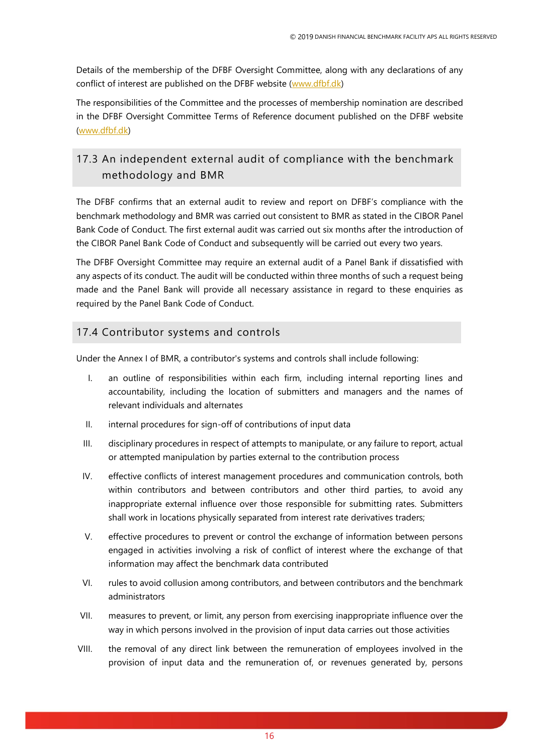Details of the membership of the DFBF Oversight Committee, along with any declarations of any conflict of interest are published on the DFBF website ([www.dfbf.dk](www.dfbf.dk))

The responsibilities of the Committee and the processes of membership nomination are described in the DFBF Oversight Committee Terms of Reference document published on the DFBF website ([www.dfbf.dk](www.dfbf.dk))

## 17.3 An independent external audit of compliance with the benchmark methodology and BMR

The DFBF confirms that an external audit to review and report on DFBF's compliance with the benchmark methodology and BMR was carried out consistent to BMR as stated in the CIBOR Panel Bank Code of Conduct. The first external audit was carried out six months after the introduction of the CIBOR Panel Bank Code of Conduct and subsequently will be carried out every two years.

The DFBF Oversight Committee may require an external audit of a Panel Bank if dissatisfied with any aspects of its conduct. The audit will be conducted within three months of such a request being made and the Panel Bank will provide all necessary assistance in regard to these enquiries as required by the Panel Bank Code of Conduct.

## 17.4 Contributor systems and controls

Under the Annex I of BMR, a contributor's systems and controls shall include following:

I. an outline of responsibilities within each firm, including internal reporting lines and accountability, including the location of submitters and managers and the names of relevant individuals and alternates

II. internal procedures for sign-off of contributions of input data

III. disciplinary procedures in respect of attempts to manipulate, or any failure to report, actual or attempted manipulation by parties external to the contribution process

IV. effective conflicts of interest management procedures and communication controls, both within contributors and between contributors and other third parties, to avoid any inappropriate external influence over those responsible for submitting rates. Submitters shall work in locations physically separated from interest rate derivatives traders;

V. effective procedures to prevent or control the exchange of information between persons engaged in activities involving a risk of conflict of interest where the exchange of that information may affect the benchmark data contributed

VI. rules to avoid collusion among contributors, and between contributors and the benchmark administrators

VII. measures to prevent, or limit, any person from exercising inappropriate influence over the way in which persons involved in the provision of input data carries out those activities

VIII. the removal of any direct link between the remuneration of employees involved in the provision of input data and the remuneration of, or revenues generated by, persons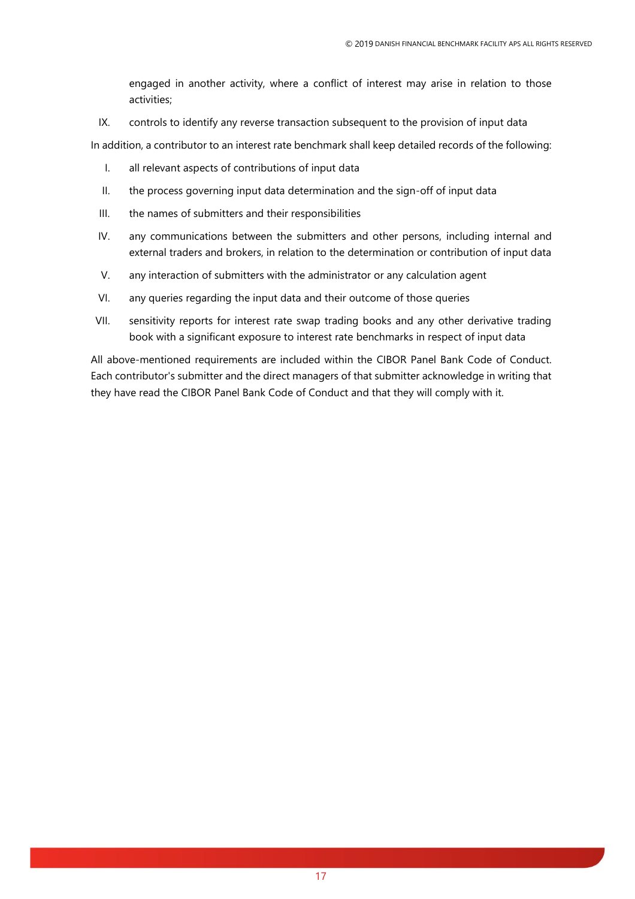engaged in another activity, where a conflict of interest may arise in relation to those activities;

IX. controls to identify any reverse transaction subsequent to the provision of input data

In addition, a contributor to an interest rate benchmark shall keep detailed records of the following:

I. all relevant aspects of contributions of input data

II. the process governing input data determination and the sign-off of input data

III. the names of submitters and their responsibilities

IV. any communications between the submitters and other persons, including internal and external traders and brokers, in relation to the determination or contribution of input data

V. any interaction of submitters with the administrator or any calculation agent

VI. any queries regarding the input data and their outcome of those queries

VII. sensitivity reports for interest rate swap trading books and any other derivative trading book with a significant exposure to interest rate benchmarks in respect of input data

All above-mentioned requirements are included within the CIBOR Panel Bank Code of Conduct. Each contributor's submitter and the direct managers of that submitter acknowledge in writing that they have read the CIBOR Panel Bank Code of Conduct and that they will comply with it.